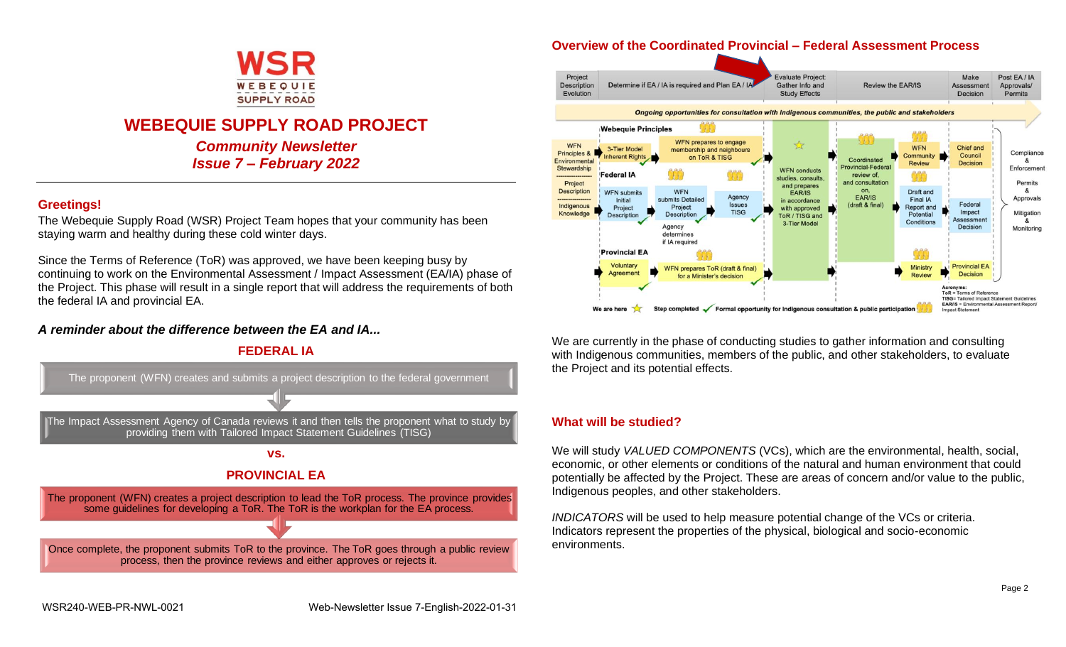WSR
WEBEQUIE
SUPPLY ROAD

# WEBEQUIE SUPPLY ROAD PROJECT

## *Community Newsletter*
## *Issue 7 – February 2022*

### Greetings!

The Webequie Supply Road (WSR) Project Team hopes that your community has been staying warm and healthy during these cold winter days.

Since the Terms of Reference (ToR) was approved, we have been keeping busy by continuing to work on the Environmental Assessment / Impact Assessment (EA/IA) phase of the Project. This phase will result in a single report that will address the requirements of both the federal IA and provincial EA.

### *A reminder about the difference between the EA and IA...*

**FEDERAL IA**

The proponent (WFN) creates and submits a project description to the federal government

The Impact Assessment Agency of Canada reviews it and then tells the proponent what to study by providing them with Tailored Impact Statement Guidelines (TISG)

**vs.**

**PROVINCIAL EA**

The proponent (WFN) creates a project description to lead the ToR process. The province provides some guidelines for developing a ToR. The ToR is the workplan for the EA process.

Once complete, the proponent submits ToR to the province. The ToR goes through a public review process, then the province reviews and either approves or rejects it.

### Overview of the Coordinated Provincial – Federal Assessment Process

| Project Description Evolution | Determine if EA / IA is required and Plan EA / IA | Evaluate Project: Gather Info and Study Effects | Review the EAR/IS | Make Assessment Decision | Post EA / IA Approvals/ Permits |
|---|---|---|---|---|---|

*Ongoing opportunities for consultation with Indigenous communities, the public and stakeholders*

- WFN Principles & Environmental Stewardship; Project Description; Indigenous Knowledge
- **Webequie Principles**: 3-Tier Model Inherent Rights → WFN prepares to engage membership and neighbours on ToR & TISG
- **Federal IA**: WFN submits Initial Project Description → WFN submits Detailed Project Description → Agency Issues TISG; Agency determines if IA required
- **Provincial EA**: Voluntary Agreement → WFN prepares ToR (draft & final) for a Minister's decision
- WFN conducts studies, consults, and prepares EAR/IS in accordance with approved ToR / TISG and 3-Tier Model
- Coordinated Provincial-Federal review of, and consultation on, EAR/IS (draft & final)
- WFN Community Review → Chief and Council Decision
- Draft and Final IA Report and Potential Conditions → Federal Impact Assessment Decision
- Ministry Review → Provincial EA Decision
- Compliance & Enforcement; Permits & Approvals; Mitigation & Monitoring

We are here ☆ Step completed ✓ Formal opportunity for Indigenous consultation & public participation

Acronyms:
ToR = Terms of Reference
TISG= Tailored Impact Statement Guidelines
EAR/IS = Environmental Assessment Report/ Impact Statement

We are currently in the phase of conducting studies to gather information and consulting with Indigenous communities, members of the public, and other stakeholders, to evaluate the Project and its potential effects.

### What will be studied?

We will study *VALUED COMPONENTS* (VCs), which are the environmental, health, social, economic, or other elements or conditions of the natural and human environment that could potentially be affected by the Project. These are areas of concern and/or value to the public, Indigenous peoples, and other stakeholders.

*INDICATORS* will be used to help measure potential change of the VCs or criteria. Indicators represent the properties of the physical, biological and socio-economic environments.

WSR240-WEB-PR-NWL-0021 Web-Newsletter Issue 7-English-2022-01-31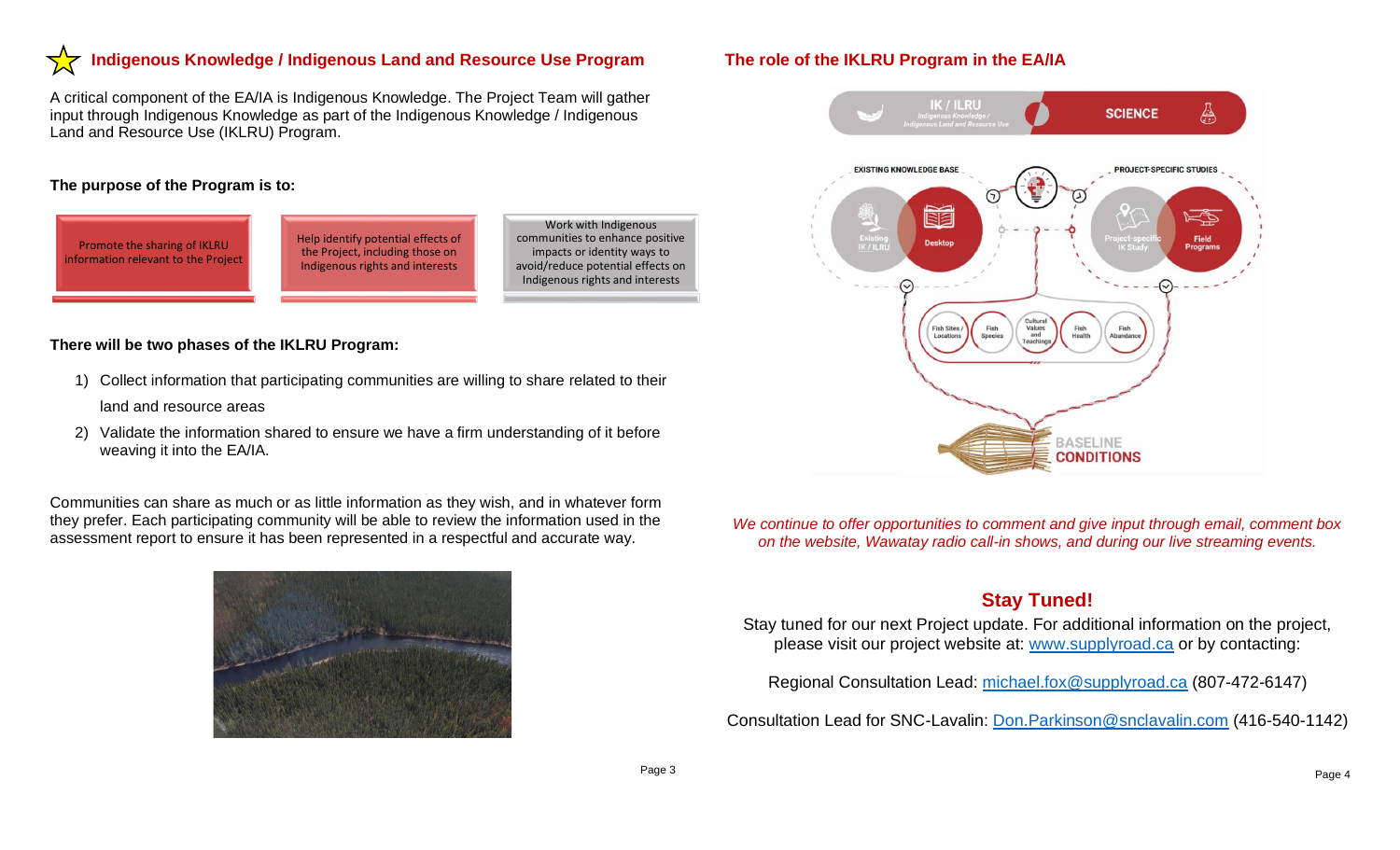## Indigenous Knowledge / Indigenous Land and Resource Use Program

A critical component of the EA/IA is Indigenous Knowledge. The Project Team will gather input through Indigenous Knowledge as part of the Indigenous Knowledge / Indigenous Land and Resource Use (IKLRU) Program.

**The purpose of the Program is to:**

- Promote the sharing of IKLRU information relevant to the Project
- Help identify potential effects of the Project, including those on Indigenous rights and interests
- Work with Indigenous communities to enhance positive impacts or identity ways to avoid/reduce potential effects on Indigenous rights and interests

**There will be two phases of the IKLRU Program:**

1) Collect information that participating communities are willing to share related to their land and resource areas
2) Validate the information shared to ensure we have a firm understanding of it before weaving it into the EA/IA.

Communities can share as much or as little information as they wish, and in whatever form they prefer. Each participating community will be able to review the information used in the assessment report to ensure it has been represented in a respectful and accurate way.

## The role of the IKLRU Program in the EA/IA

IK / ILRU
Indigenous Knowledge / Indigenous Land and Resource Use
SCIENCE
EXISTING KNOWLEDGE BASE
PROJECT-SPECIFIC STUDIES
Existing IK / ILRU
Desktop
Project-specific IK Study
Field Programs
Fish Sites / Locations
Fish Species
Cultural Values and Teachings
Fish Health
Fish Abundance
BASELINE CONDITIONS

*We continue to offer opportunities to comment and give input through email, comment box on the website, Wawatay radio call-in shows, and during our live streaming events.*

## Stay Tuned!

Stay tuned for our next Project update. For additional information on the project, please visit our project website at: www.supplyroad.ca or by contacting:

Regional Consultation Lead: michael.fox@supplyroad.ca (807-472-6147)

Consultation Lead for SNC-Lavalin: Don.Parkinson@snclavalin.com (416-540-1142)